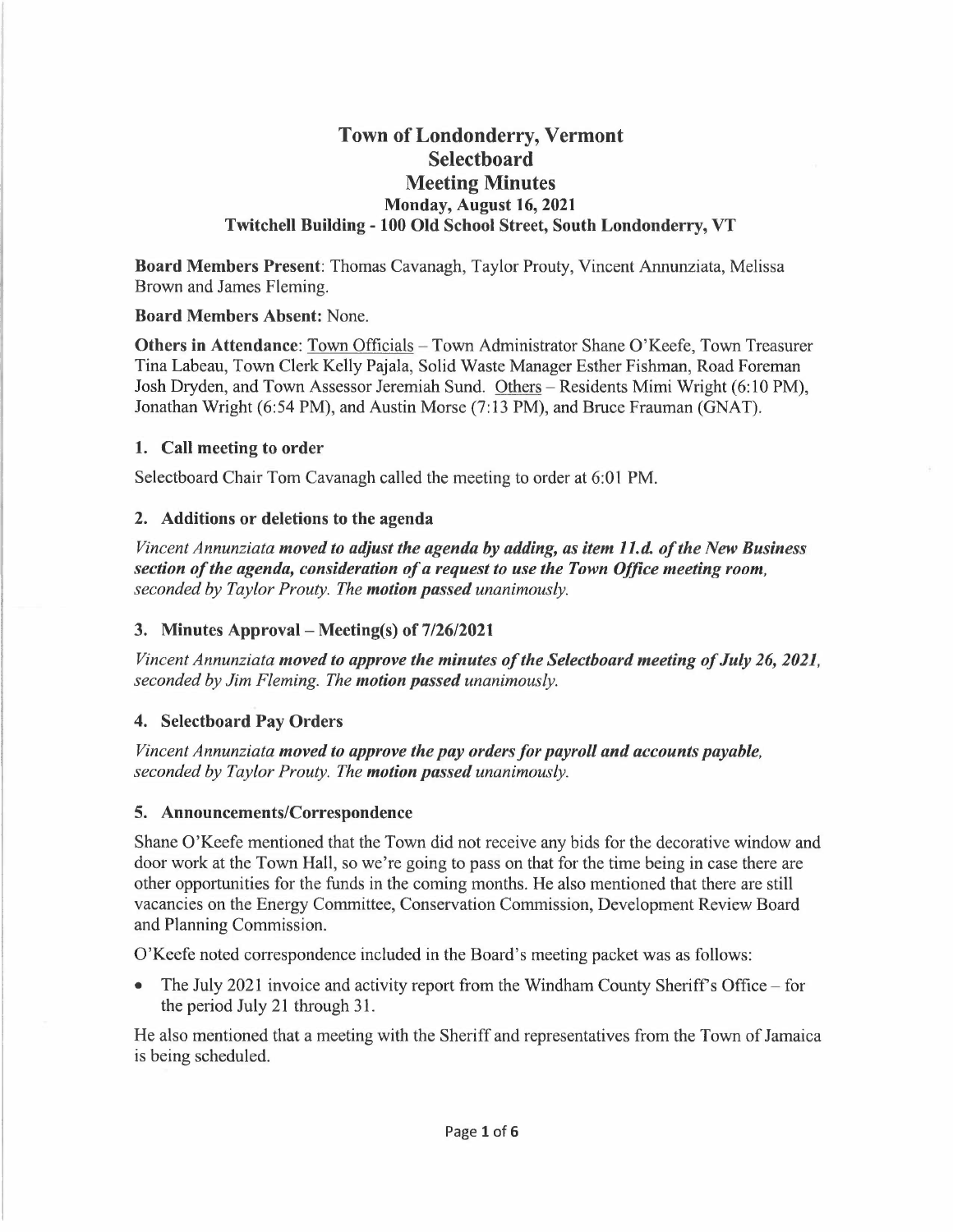# Town of Londonderry, Vermont
# Selectboard
# Meeting Minutes
### Monday, August 16, 2021
### Twitchell Building - 100 Old School Street, South Londonderry, VT

**Board Members Present**: Thomas Cavanagh, Taylor Prouty, Vincent Annunziata, Melissa Brown and James Fleming.

**Board Members Absent:** None.

**Others in Attendance**: Town Officials – Town Administrator Shane O'Keefe, Town Treasurer Tina Labeau, Town Clerk Kelly Pajala, Solid Waste Manager Esther Fishman, Road Foreman Josh Dryden, and Town Assessor Jeremiah Sund. Others – Residents Mimi Wright (6:10 PM), Jonathan Wright (6:54 PM), and Austin Morse (7:13 PM), and Bruce Frauman (GNAT).

## 1. Call meeting to order

Selectboard Chair Tom Cavanagh called the meeting to order at 6:01 PM.

## 2. Additions or deletions to the agenda

*Vincent Annunziata **moved to adjust the agenda by adding, as item 11.d. of the New Business section of the agenda, consideration of a request to use the Town Office meeting room,** seconded by Taylor Prouty. The **motion passed** unanimously.*

## 3. Minutes Approval – Meeting(s) of 7/26/2021

*Vincent Annunziata **moved to approve the minutes of the Selectboard meeting of July 26, 2021,** seconded by Jim Fleming. The **motion passed** unanimously.*

## 4. Selectboard Pay Orders

*Vincent Annunziata **moved to approve the pay orders for payroll and accounts payable,** seconded by Taylor Prouty. The **motion passed** unanimously.*

## 5. Announcements/Correspondence

Shane O'Keefe mentioned that the Town did not receive any bids for the decorative window and door work at the Town Hall, so we're going to pass on that for the time being in case there are other opportunities for the funds in the coming months. He also mentioned that there are still vacancies on the Energy Committee, Conservation Commission, Development Review Board and Planning Commission.

O'Keefe noted correspondence included in the Board's meeting packet was as follows:

- The July 2021 invoice and activity report from the Windham County Sheriff's Office – for the period July 21 through 31.

He also mentioned that a meeting with the Sheriff and representatives from the Town of Jamaica is being scheduled.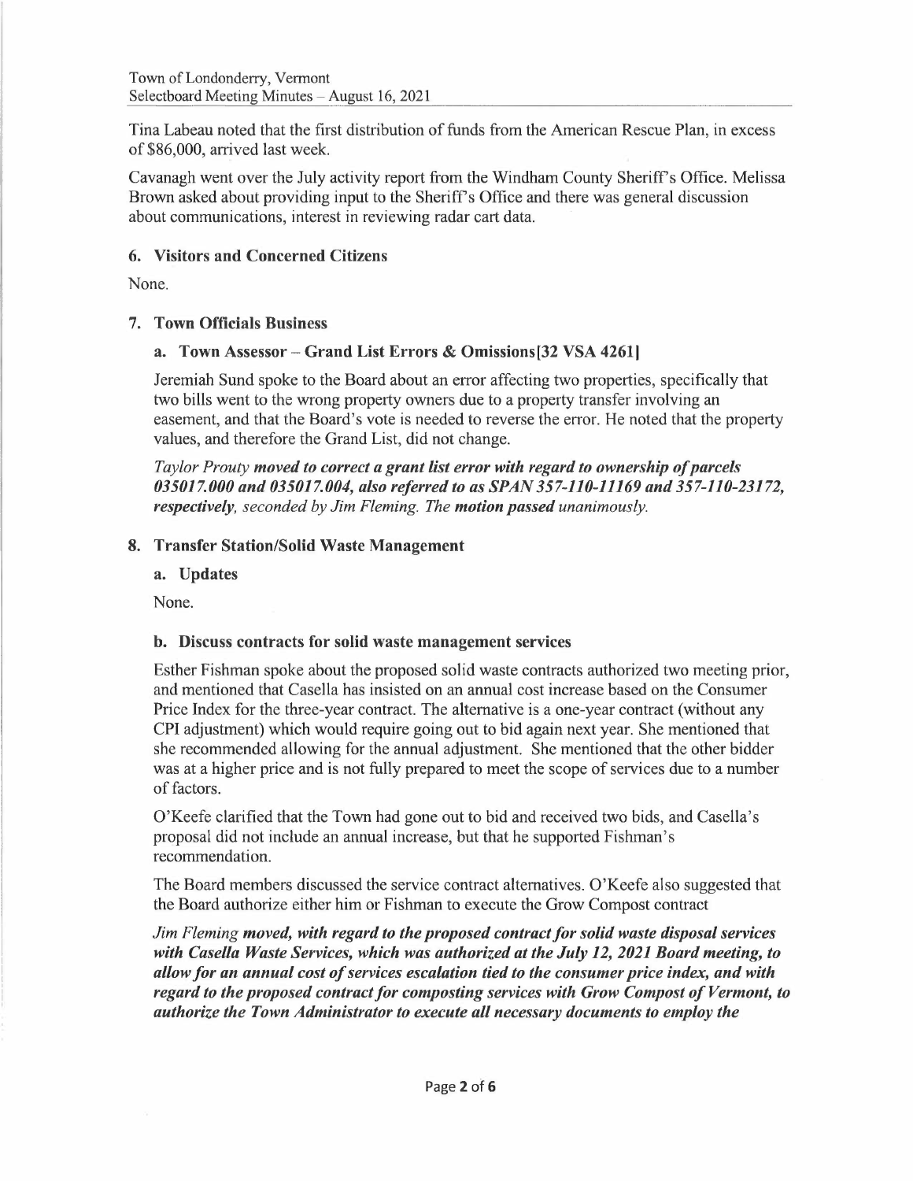Tina Labeau noted that the first distribution of funds from the American Rescue Plan, in excess of $86,000, arrived last week.

Cavanagh went over the July activity report from the Windham County Sheriff's Office. Melissa Brown asked about providing input to the Sheriff's Office and there was general discussion about communications, interest in reviewing radar cart data.

## 6. Visitors and Concerned Citizens

None.

## 7. Town Officials Business

### a. Town Assessor – Grand List Errors & Omissions[32 VSA 4261]

Jeremiah Sund spoke to the Board about an error affecting two properties, specifically that two bills went to the wrong property owners due to a property transfer involving an easement, and that the Board's vote is needed to reverse the error. He noted that the property values, and therefore the Grand List, did not change.

*Taylor Prouty **moved to correct a grant list error with regard to ownership of parcels 035017.000 and 035017.004, also referred to as SPAN 357-110-11169 and 357-110-23172, respectively**, seconded by Jim Fleming. The **motion passed** unanimously.*

## 8. Transfer Station/Solid Waste Management

### a. Updates

None.

### b. Discuss contracts for solid waste management services

Esther Fishman spoke about the proposed solid waste contracts authorized two meeting prior, and mentioned that Casella has insisted on an annual cost increase based on the Consumer Price Index for the three-year contract. The alternative is a one-year contract (without any CPI adjustment) which would require going out to bid again next year. She mentioned that she recommended allowing for the annual adjustment. She mentioned that the other bidder was at a higher price and is not fully prepared to meet the scope of services due to a number of factors.

O'Keefe clarified that the Town had gone out to bid and received two bids, and Casella's proposal did not include an annual increase, but that he supported Fishman's recommendation.

The Board members discussed the service contract alternatives. O'Keefe also suggested that the Board authorize either him or Fishman to execute the Grow Compost contract

*Jim Fleming **moved, with regard to the proposed contract for solid waste disposal services with Casella Waste Services, which was authorized at the July 12, 2021 Board meeting, to allow for an annual cost of services escalation tied to the consumer price index, and with regard to the proposed contract for composting services with Grow Compost of Vermont, to authorize the Town Administrator to execute all necessary documents to employ the***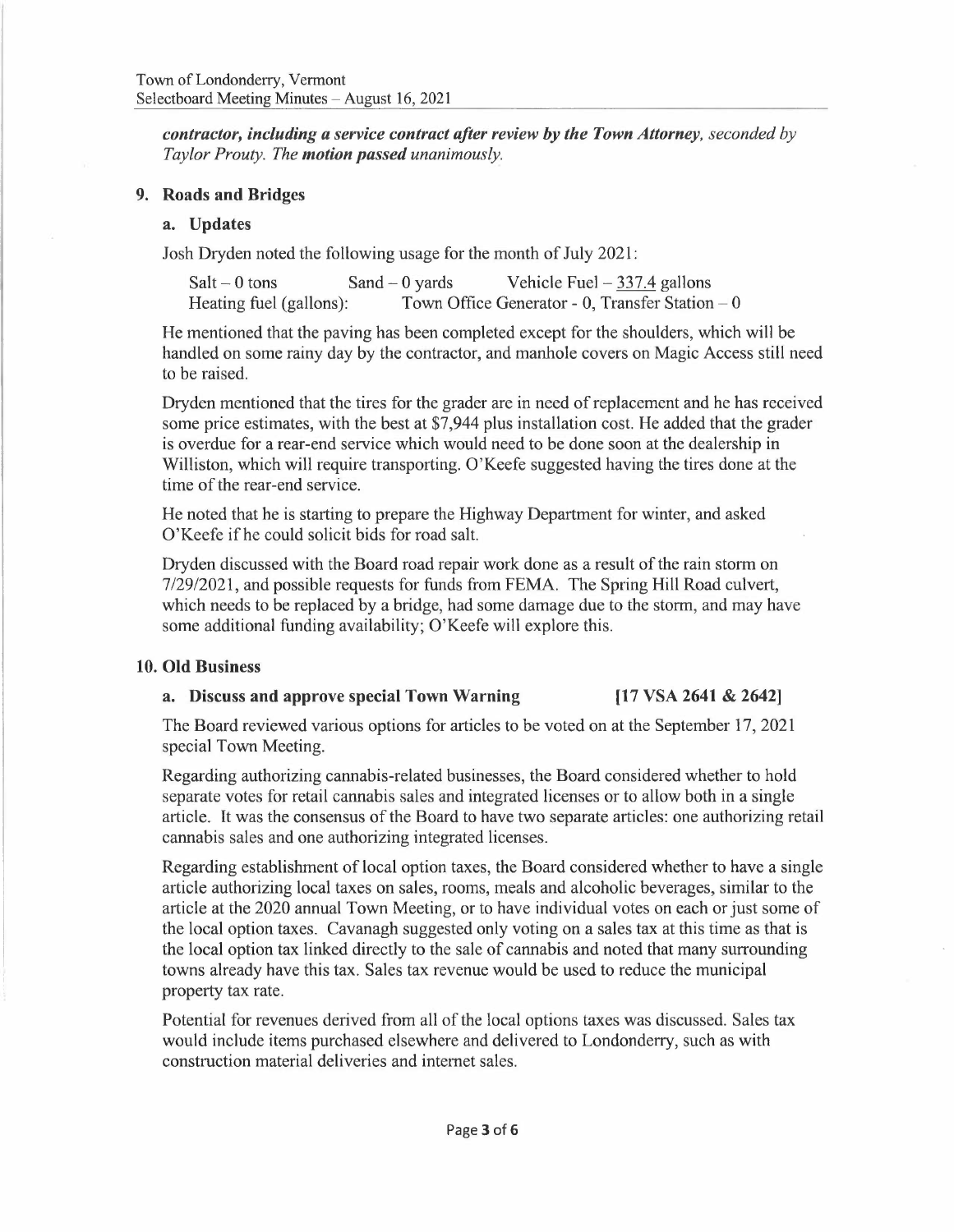*contractor, including a service contract after review by the Town Attorney, seconded by Taylor Prouty. The* ***motion passed*** *unanimously.*

## 9. Roads and Bridges

### a. Updates

Josh Dryden noted the following usage for the month of July 2021:

Salt – 0 tons    Sand – 0 yards    Vehicle Fuel – 337.4 gallons
Heating fuel (gallons):    Town Office Generator - 0, Transfer Station – 0

He mentioned that the paving has been completed except for the shoulders, which will be handled on some rainy day by the contractor, and manhole covers on Magic Access still need to be raised.

Dryden mentioned that the tires for the grader are in need of replacement and he has received some price estimates, with the best at $7,944 plus installation cost. He added that the grader is overdue for a rear-end service which would need to be done soon at the dealership in Williston, which will require transporting. O'Keefe suggested having the tires done at the time of the rear-end service.

He noted that he is starting to prepare the Highway Department for winter, and asked O'Keefe if he could solicit bids for road salt.

Dryden discussed with the Board road repair work done as a result of the rain storm on 7/29/2021, and possible requests for funds from FEMA. The Spring Hill Road culvert, which needs to be replaced by a bridge, had some damage due to the storm, and may have some additional funding availability; O'Keefe will explore this.

## 10. Old Business

### a. Discuss and approve special Town Warning    [17 VSA 2641 & 2642]

The Board reviewed various options for articles to be voted on at the September 17, 2021 special Town Meeting.

Regarding authorizing cannabis-related businesses, the Board considered whether to hold separate votes for retail cannabis sales and integrated licenses or to allow both in a single article. It was the consensus of the Board to have two separate articles: one authorizing retail cannabis sales and one authorizing integrated licenses.

Regarding establishment of local option taxes, the Board considered whether to have a single article authorizing local taxes on sales, rooms, meals and alcoholic beverages, similar to the article at the 2020 annual Town Meeting, or to have individual votes on each or just some of the local option taxes. Cavanagh suggested only voting on a sales tax at this time as that is the local option tax linked directly to the sale of cannabis and noted that many surrounding towns already have this tax. Sales tax revenue would be used to reduce the municipal property tax rate.

Potential for revenues derived from all of the local options taxes was discussed. Sales tax would include items purchased elsewhere and delivered to Londonderry, such as with construction material deliveries and internet sales.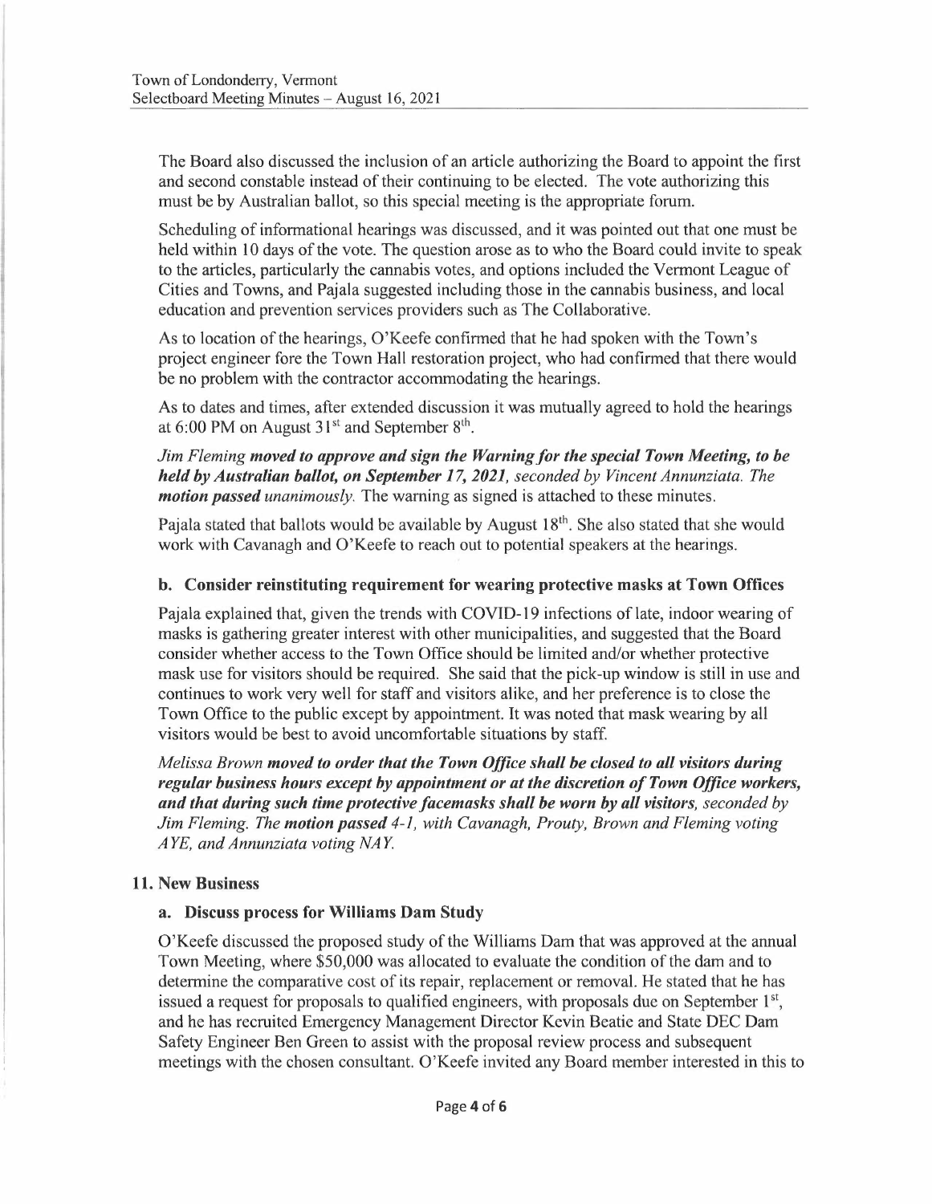The Board also discussed the inclusion of an article authorizing the Board to appoint the first and second constable instead of their continuing to be elected. The vote authorizing this must be by Australian ballot, so this special meeting is the appropriate forum.

Scheduling of informational hearings was discussed, and it was pointed out that one must be held within 10 days of the vote. The question arose as to who the Board could invite to speak to the articles, particularly the cannabis votes, and options included the Vermont League of Cities and Towns, and Pajala suggested including those in the cannabis business, and local education and prevention services providers such as The Collaborative.

As to location of the hearings, O'Keefe confirmed that he had spoken with the Town's project engineer fore the Town Hall restoration project, who had confirmed that there would be no problem with the contractor accommodating the hearings.

As to dates and times, after extended discussion it was mutually agreed to hold the hearings at 6:00 PM on August 31st and September 8th.

*Jim Fleming* ***moved to approve and sign the Warning for the special Town Meeting, to be held by Australian ballot, on September 17, 2021****, seconded by Vincent Annunziata. The* ***motion passed*** *unanimously.* The warning as signed is attached to these minutes.

Pajala stated that ballots would be available by August 18th. She also stated that she would work with Cavanagh and O'Keefe to reach out to potential speakers at the hearings.

### b. Consider reinstituting requirement for wearing protective masks at Town Offices

Pajala explained that, given the trends with COVID-19 infections of late, indoor wearing of masks is gathering greater interest with other municipalities, and suggested that the Board consider whether access to the Town Office should be limited and/or whether protective mask use for visitors should be required. She said that the pick-up window is still in use and continues to work very well for staff and visitors alike, and her preference is to close the Town Office to the public except by appointment. It was noted that mask wearing by all visitors would be best to avoid uncomfortable situations by staff.

*Melissa Brown* ***moved to order that the Town Office shall be closed to all visitors during regular business hours except by appointment or at the discretion of Town Office workers, and that during such time protective facemasks shall be worn by all visitors****, seconded by Jim Fleming. The* ***motion passed*** *4-1, with Cavanagh, Prouty, Brown and Fleming voting AYE, and Annunziata voting NAY.*

## 11. New Business

### a. Discuss process for Williams Dam Study

O'Keefe discussed the proposed study of the Williams Dam that was approved at the annual Town Meeting, where $50,000 was allocated to evaluate the condition of the dam and to determine the comparative cost of its repair, replacement or removal. He stated that he has issued a request for proposals to qualified engineers, with proposals due on September 1st, and he has recruited Emergency Management Director Kevin Beatie and State DEC Dam Safety Engineer Ben Green to assist with the proposal review process and subsequent meetings with the chosen consultant. O'Keefe invited any Board member interested in this to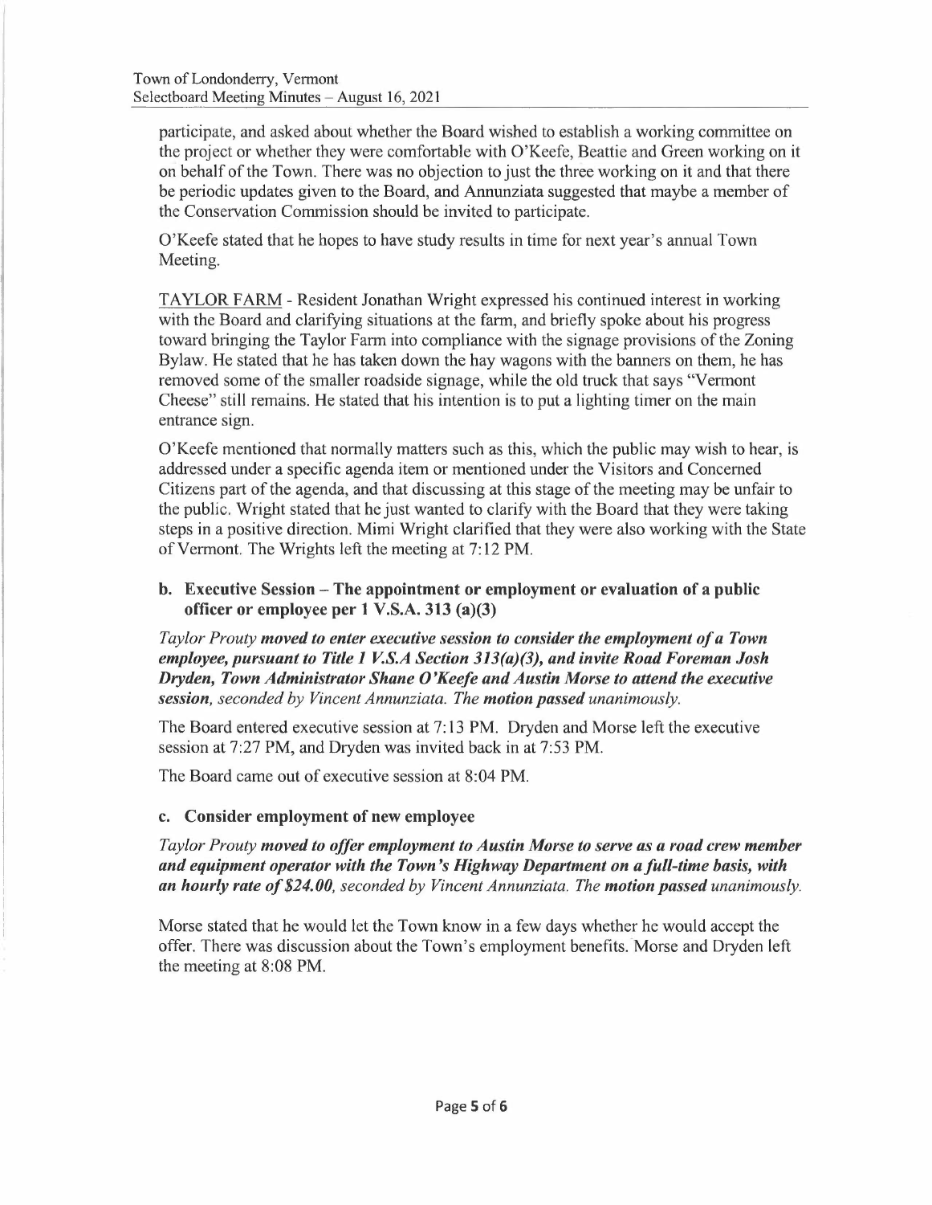participate, and asked about whether the Board wished to establish a working committee on the project or whether they were comfortable with O'Keefe, Beattie and Green working on it on behalf of the Town. There was no objection to just the three working on it and that there be periodic updates given to the Board, and Annunziata suggested that maybe a member of the Conservation Commission should be invited to participate.

O'Keefe stated that he hopes to have study results in time for next year's annual Town Meeting.

<u>TAYLOR FARM</u> - Resident Jonathan Wright expressed his continued interest in working with the Board and clarifying situations at the farm, and briefly spoke about his progress toward bringing the Taylor Farm into compliance with the signage provisions of the Zoning Bylaw. He stated that he has taken down the hay wagons with the banners on them, he has removed some of the smaller roadside signage, while the old truck that says "Vermont Cheese" still remains. He stated that his intention is to put a lighting timer on the main entrance sign.

O'Keefe mentioned that normally matters such as this, which the public may wish to hear, is addressed under a specific agenda item or mentioned under the Visitors and Concerned Citizens part of the agenda, and that discussing at this stage of the meeting may be unfair to the public. Wright stated that he just wanted to clarify with the Board that they were taking steps in a positive direction. Mimi Wright clarified that they were also working with the State of Vermont. The Wrights left the meeting at 7:12 PM.

### b. Executive Session – The appointment or employment or evaluation of a public officer or employee per 1 V.S.A. 313 (a)(3)

*Taylor Prouty* ***moved to enter executive session to consider the employment of a Town employee, pursuant to Title 1 V.S.A Section 313(a)(3), and invite Road Foreman Josh Dryden, Town Administrator Shane O'Keefe and Austin Morse to attend the executive session,*** *seconded by Vincent Annunziata. The* ***motion passed*** *unanimously.*

The Board entered executive session at 7:13 PM. Dryden and Morse left the executive session at 7:27 PM, and Dryden was invited back in at 7:53 PM.

The Board came out of executive session at 8:04 PM.

### c. Consider employment of new employee

*Taylor Prouty* ***moved to offer employment to Austin Morse to serve as a road crew member and equipment operator with the Town's Highway Department on a full-time basis, with an hourly rate of $24.00,*** *seconded by Vincent Annunziata. The* ***motion passed*** *unanimously.*

Morse stated that he would let the Town know in a few days whether he would accept the offer. There was discussion about the Town's employment benefits. Morse and Dryden left the meeting at 8:08 PM.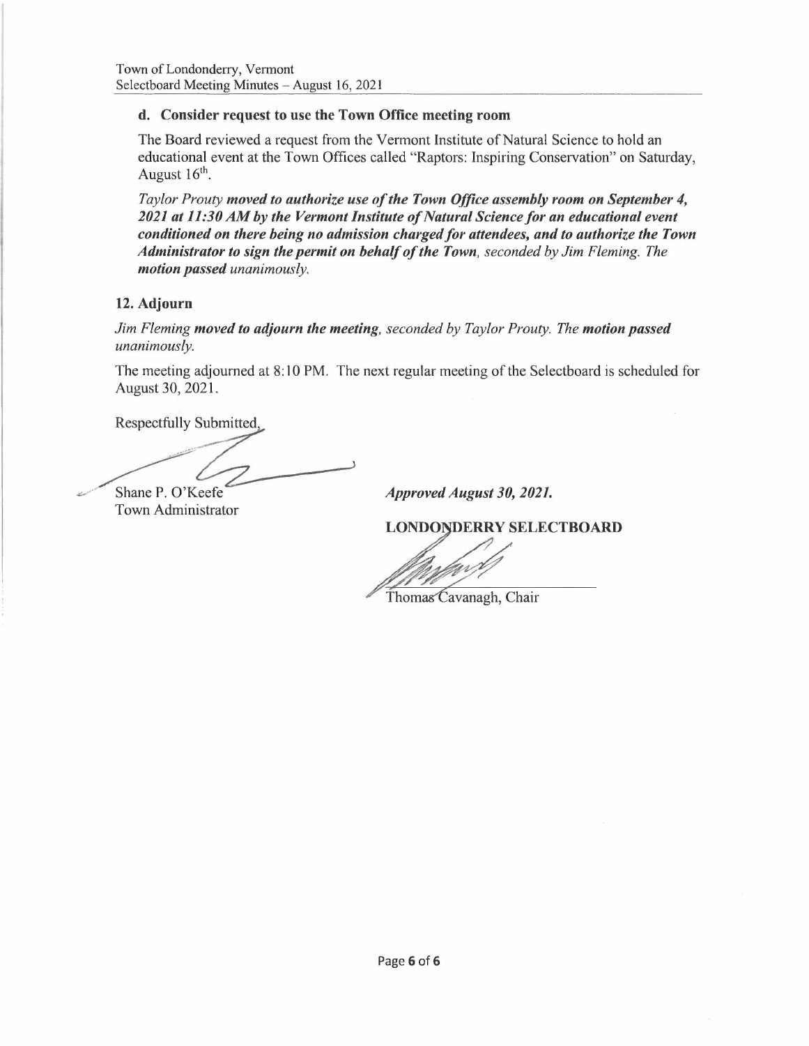### d. Consider request to use the Town Office meeting room

The Board reviewed a request from the Vermont Institute of Natural Science to hold an educational event at the Town Offices called "Raptors: Inspiring Conservation" on Saturday, August 16th.

*Taylor Prouty* ***moved to authorize use of the Town Office assembly room on September 4, 2021 at 11:30 AM by the Vermont Institute of Natural Science for an educational event conditioned on there being no admission charged for attendees, and to authorize the Town Administrator to sign the permit on behalf of the Town****, seconded by Jim Fleming. The* ***motion passed*** *unanimously.*

## 12. Adjourn

*Jim Fleming* ***moved to adjourn the meeting****, seconded by Taylor Prouty. The* ***motion passed*** *unanimously.*

The meeting adjourned at 8:10 PM. The next regular meeting of the Selectboard is scheduled for August 30, 2021.

Respectfully Submitted,

Shane P. O'Keefe
Town Administrator

***Approved August 30, 2021.***

**LONDONDERRY SELECTBOARD**

Thomas Cavanagh, Chair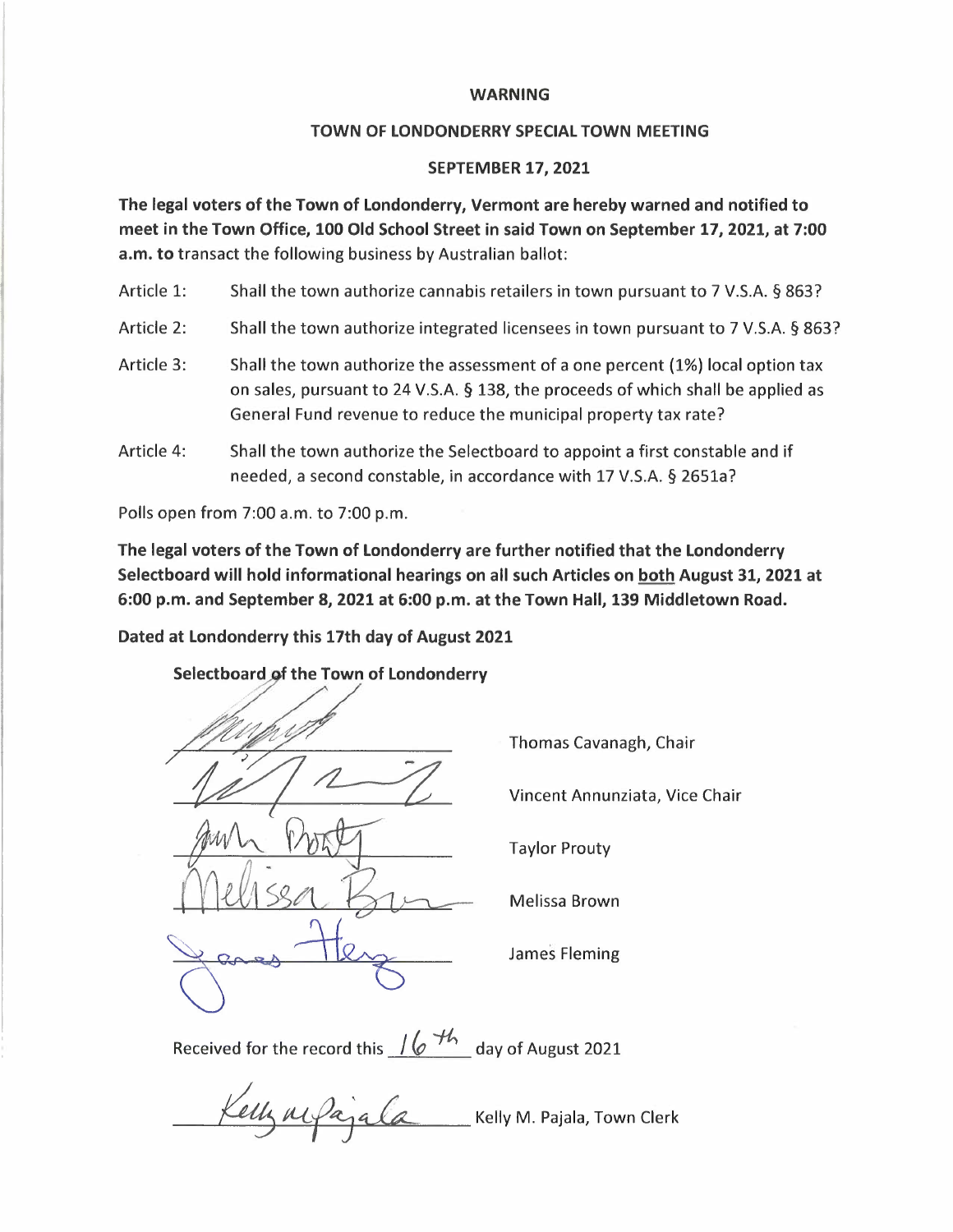**WARNING**

**TOWN OF LONDONDERRY SPECIAL TOWN MEETING**

**SEPTEMBER 17, 2021**

**The legal voters of the Town of Londonderry, Vermont are hereby warned and notified to meet in the Town Office, 100 Old School Street in said Town on September 17, 2021, at 7:00 a.m. to** transact the following business by Australian ballot:

Article 1: Shall the town authorize cannabis retailers in town pursuant to 7 V.S.A. § 863?

Article 2: Shall the town authorize integrated licensees in town pursuant to 7 V.S.A. § 863?

Article 3: Shall the town authorize the assessment of a one percent (1%) local option tax on sales, pursuant to 24 V.S.A. § 138, the proceeds of which shall be applied as General Fund revenue to reduce the municipal property tax rate?

Article 4: Shall the town authorize the Selectboard to appoint a first constable and if needed, a second constable, in accordance with 17 V.S.A. § 2651a?

Polls open from 7:00 a.m. to 7:00 p.m.

**The legal voters of the Town of Londonderry are further notified that the Londonderry Selectboard will hold informational hearings on all such Articles on <u>both</u> August 31, 2021 at 6:00 p.m. and September 8, 2021 at 6:00 p.m. at the Town Hall, 139 Middletown Road.**

**Dated at Londonderry this 17th day of August 2021**

**Selectboard of the Town of Londonderry**

Thomas Cavanagh, Chair

Vincent Annunziata, Vice Chair

Taylor Prouty

Melissa Brown

James Fleming

Received for the record this 16th day of August 2021

Kelly M. Pajala, Town Clerk